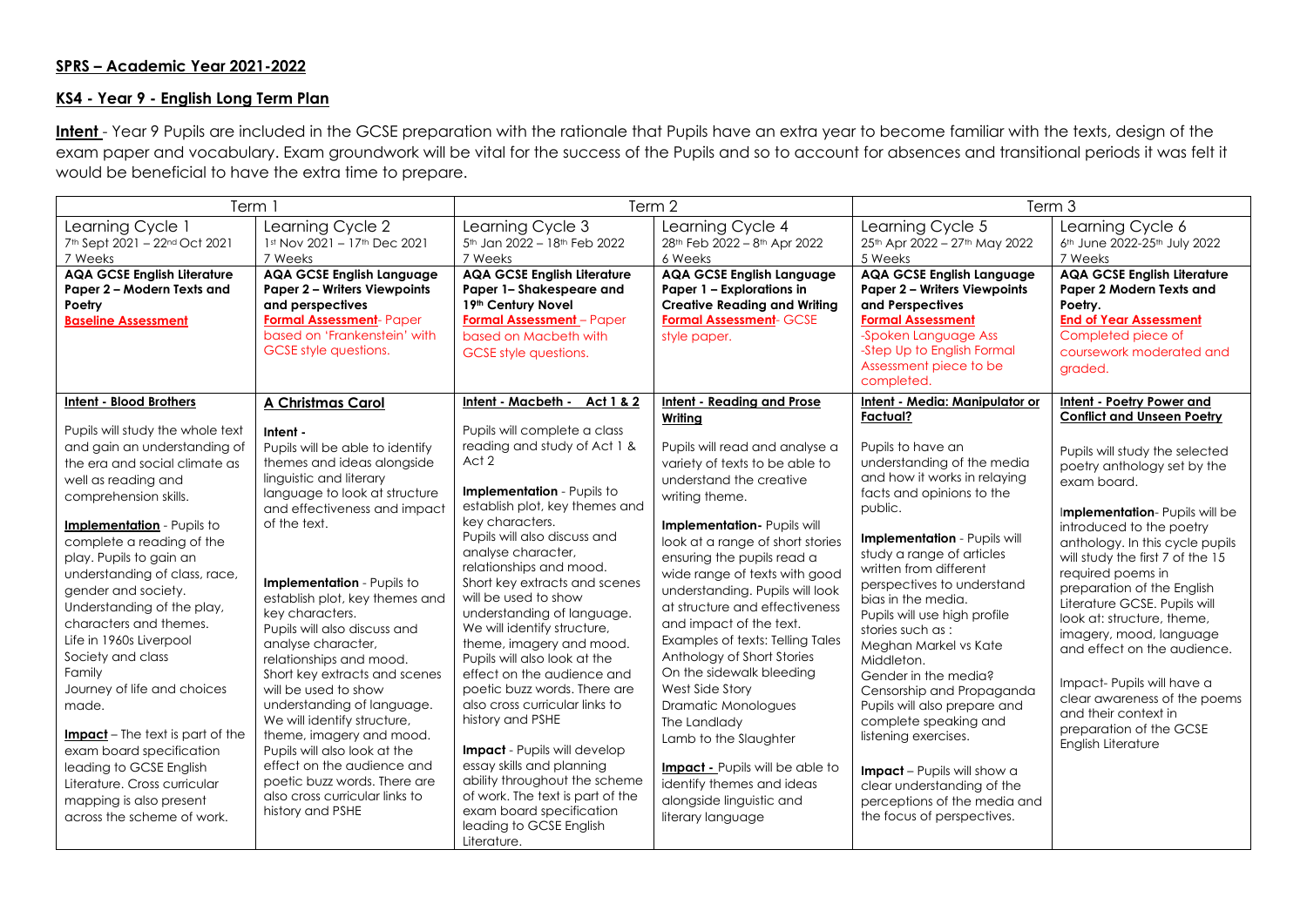## SPRS – Academic Year 2021-2022

## KS4 - Year 9 - English Long Term Plan

**Intent** - Year 9 Pupils are included in the GCSE preparation with the rationale that Pupils have an extra year to become familiar with the texts, design of the exam paper and vocabulary. Exam groundwork will be vital for the success of the Pupils and so to account for absences and transitional periods it was felt it would be beneficial to have the extra time to prepare.

| Term 1 | | Term 2 | | Term 3 | |
|---|---|---|---|---|---|
| Learning Cycle 1<br>7th Sept 2021 – 22nd Oct 2021<br>7 Weeks | Learning Cycle 2<br>1st Nov 2021 – 17th Dec 2021<br>7 Weeks | Learning Cycle 3<br>5th Jan 2022 – 18th Feb 2022<br>7 Weeks | Learning Cycle 4<br>28th Feb 2022 – 8th Apr 2022<br>6 Weeks | Learning Cycle 5<br>25th Apr 2022 – 27th May 2022<br>5 Weeks | Learning Cycle 6<br>6th June 2022-25th July 2022<br>7 Weeks |
| **AQA GCSE English Literature Paper 2 – Modern Texts and Poetry**<br>**Baseline Assessment** | **AQA GCSE English Language Paper 2 – Writers Viewpoints and perspectives**<br>**Formal Assessment**- Paper based on 'Frankenstein' with GCSE style questions. | **AQA GCSE English Literature Paper 1– Shakespeare and 19th Century Novel**<br>**Formal Assessment** – Paper based on Macbeth with GCSE style questions. | **AQA GCSE English Language Paper 1 – Explorations in Creative Reading and Writing**<br>**Formal Assessment**- GCSE style paper. | **AQA GCSE English Language Paper 2 – Writers Viewpoints and Perspectives**<br>**Formal Assessment**<br>-Spoken Language Ass<br>-Step Up to English Formal Assessment piece to be completed. | **AQA GCSE English Literature Paper 2 Modern Texts and Poetry.**<br>**End of Year Assessment**<br>Completed piece of coursework moderated and graded. |
| **Intent - Blood Brothers**<br><br>Pupils will study the whole text and gain an understanding of the era and social climate as well as reading and comprehension skills.<br><br>**Implementation** - Pupils to complete a reading of the play. Pupils to gain an understanding of class, race, gender and society.<br>Understanding of the play, characters and themes.<br>Life in 1960s Liverpool<br>Society and class<br>Family<br>Journey of life and choices made.<br><br>**Impact** – The text is part of the exam board specification leading to GCSE English Literature. Cross curricular mapping is also present across the scheme of work. | **A Christmas Carol**<br><br>**Intent** -<br>Pupils will be able to identify themes and ideas alongside linguistic and literary language to look at structure and effectiveness and impact of the text.<br><br>**Implementation** - Pupils to establish plot, key themes and key characters.<br>Pupils will also discuss and analyse character, relationships and mood.<br>Short key extracts and scenes will be used to show understanding of language.<br>We will identify structure, theme, imagery and mood.<br>Pupils will also look at the effect on the audience and poetic buzz words. There are also cross curricular links to history and PSHE | **Intent - Macbeth - Act 1 & 2**<br><br>Pupils will complete a class reading and study of Act 1 & Act 2<br><br>**Implementation** - Pupils to establish plot, key themes and key characters.<br>Pupils will also discuss and analyse character, relationships and mood.<br>Short key extracts and scenes will be used to show understanding of language.<br>We will identify structure, theme, imagery and mood.<br>Pupils will also look at the effect on the audience and poetic buzz words. There are also cross curricular links to history and PSHE<br><br>**Impact** - Pupils will develop essay skills and planning ability throughout the scheme of work. The text is part of the exam board specification leading to GCSE English Literature. | **Intent - Reading and Prose Writing**<br><br>Pupils will read and analyse a variety of texts to be able to understand the creative writing theme.<br><br>**Implementation-** Pupils will look at a range of short stories ensuring the pupils read a wide range of texts with good understanding. Pupils will look at structure and effectiveness and impact of the text.<br>Examples of texts: Telling Tales Anthology of Short Stories<br>On the sidewalk bleeding<br>West Side Story<br>Dramatic Monologues<br>The Landlady<br>Lamb to the Slaughter<br><br>**Impact -** Pupils will be able to identify themes and ideas alongside linguistic and literary language | **Intent - Media: Manipulator or Factual?**<br><br>Pupils to have an understanding of the media and how it works in relaying facts and opinions to the public.<br><br>**Implementation** - Pupils will study a range of articles written from different perspectives to understand bias in the media.<br>Pupils will use high profile stories such as :<br>Meghan Markel vs Kate Middleton.<br>Gender in the media?<br>Censorship and Propaganda<br>Pupils will also prepare and complete speaking and listening exercises.<br><br>**Impact** – Pupils will show a clear understanding of the perceptions of the media and the focus of perspectives. | **Intent - Poetry Power and Conflict and Unseen Poetry**<br><br>Pupils will study the selected poetry anthology set by the exam board.<br><br>**Implementation**- Pupils will be introduced to the poetry anthology. In this cycle pupils will study the first 7 of the 15 required poems in preparation of the English Literature GCSE. Pupils will look at: structure, theme, imagery, mood, language and effect on the audience.<br><br>Impact- Pupils will have a clear awareness of the poems and their context in preparation of the GCSE English Literature |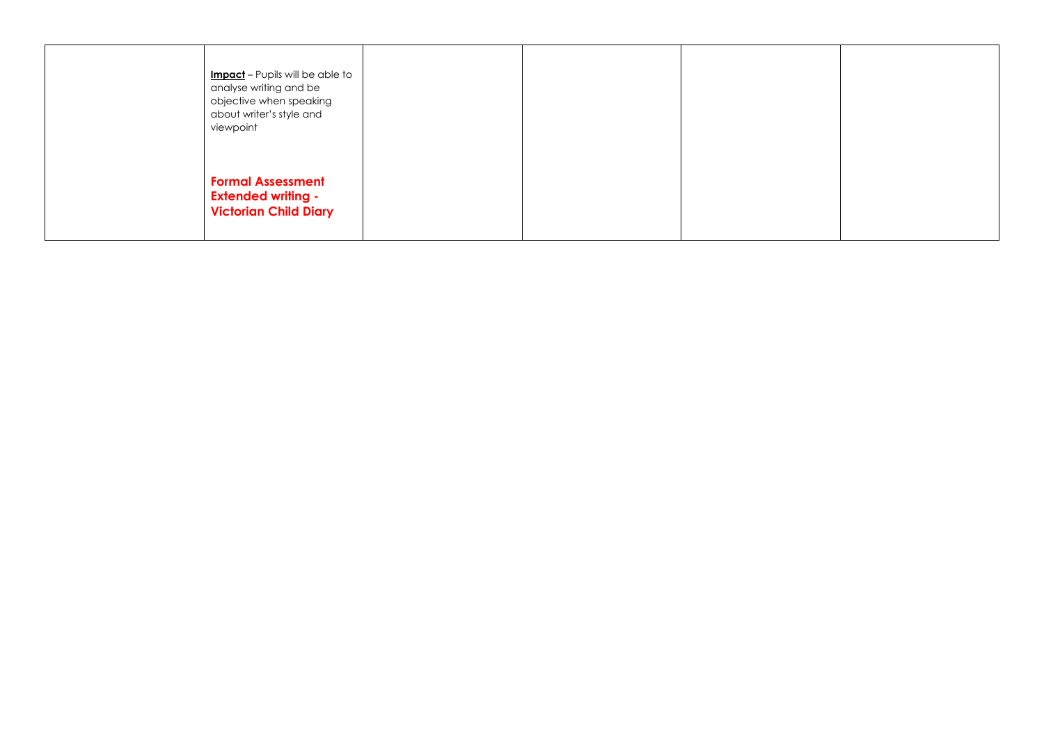| | | | | | |
|---|---|---|---|---|---|
| | **Impact** – Pupils will be able to analyse writing and be objective when speaking about writer's style and viewpoint<br><br>**Formal Assessment Extended writing - Victorian Child Diary** | | | | |